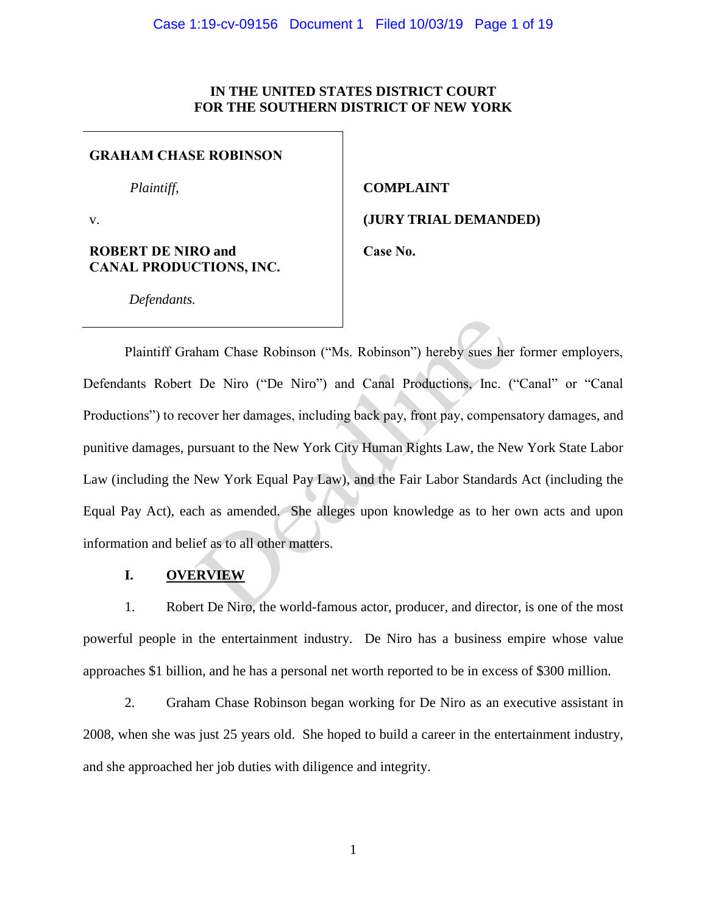**IN THE UNITED STATES DISTRICT COURT**
**FOR THE SOUTHERN DISTRICT OF NEW YORK**

| | |
|---|---|
| **GRAHAM CHASE ROBINSON** | |
| *Plaintiff,* | **COMPLAINT** |
| v. | **(JURY TRIAL DEMANDED)** |
| **ROBERT DE NIRO and CANAL PRODUCTIONS, INC.** | **Case No.** |
| *Defendants.* | |

Plaintiff Graham Chase Robinson ("Ms. Robinson") hereby sues her former employers, Defendants Robert De Niro ("De Niro") and Canal Productions, Inc. ("Canal" or "Canal Productions") to recover her damages, including back pay, front pay, compensatory damages, and punitive damages, pursuant to the New York City Human Rights Law, the New York State Labor Law (including the New York Equal Pay Law), and the Fair Labor Standards Act (including the Equal Pay Act), each as amended. She alleges upon knowledge as to her own acts and upon information and belief as to all other matters.

## I. OVERVIEW

1. Robert De Niro, the world-famous actor, producer, and director, is one of the most powerful people in the entertainment industry. De Niro has a business empire whose value approaches $1 billion, and he has a personal net worth reported to be in excess of $300 million.

2. Graham Chase Robinson began working for De Niro as an executive assistant in 2008, when she was just 25 years old. She hoped to build a career in the entertainment industry, and she approached her job duties with diligence and integrity.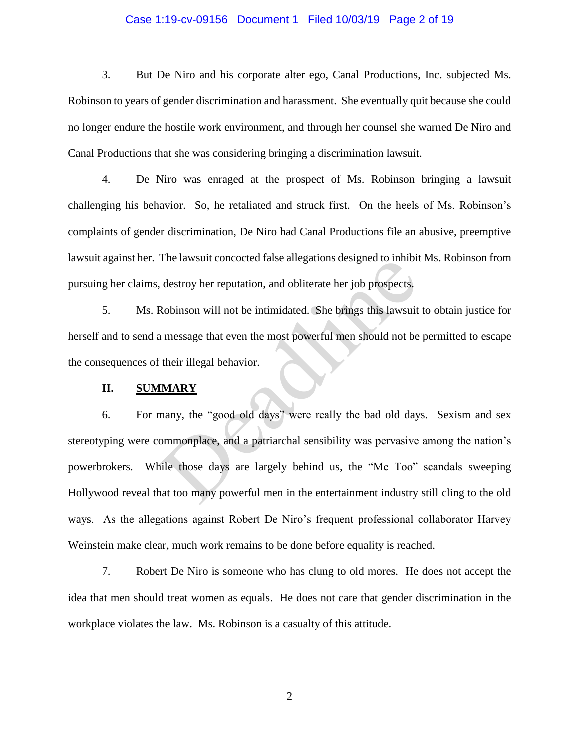3. But De Niro and his corporate alter ego, Canal Productions, Inc. subjected Ms. Robinson to years of gender discrimination and harassment. She eventually quit because she could no longer endure the hostile work environment, and through her counsel she warned De Niro and Canal Productions that she was considering bringing a discrimination lawsuit.

4. De Niro was enraged at the prospect of Ms. Robinson bringing a lawsuit challenging his behavior. So, he retaliated and struck first. On the heels of Ms. Robinson's complaints of gender discrimination, De Niro had Canal Productions file an abusive, preemptive lawsuit against her. The lawsuit concocted false allegations designed to inhibit Ms. Robinson from pursuing her claims, destroy her reputation, and obliterate her job prospects.

5. Ms. Robinson will not be intimidated. She brings this lawsuit to obtain justice for herself and to send a message that even the most powerful men should not be permitted to escape the consequences of their illegal behavior.

## II. SUMMARY

6. For many, the "good old days" were really the bad old days. Sexism and sex stereotyping were commonplace, and a patriarchal sensibility was pervasive among the nation's powerbrokers. While those days are largely behind us, the "Me Too" scandals sweeping Hollywood reveal that too many powerful men in the entertainment industry still cling to the old ways. As the allegations against Robert De Niro's frequent professional collaborator Harvey Weinstein make clear, much work remains to be done before equality is reached.

7. Robert De Niro is someone who has clung to old mores. He does not accept the idea that men should treat women as equals. He does not care that gender discrimination in the workplace violates the law. Ms. Robinson is a casualty of this attitude.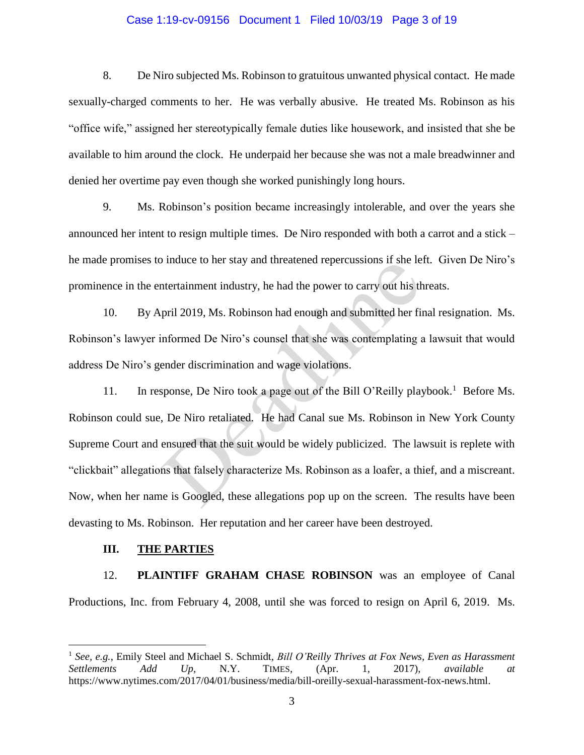8. De Niro subjected Ms. Robinson to gratuitous unwanted physical contact. He made sexually-charged comments to her. He was verbally abusive. He treated Ms. Robinson as his "office wife," assigned her stereotypically female duties like housework, and insisted that she be available to him around the clock. He underpaid her because she was not a male breadwinner and denied her overtime pay even though she worked punishingly long hours.

9. Ms. Robinson's position became increasingly intolerable, and over the years she announced her intent to resign multiple times. De Niro responded with both a carrot and a stick – he made promises to induce to her stay and threatened repercussions if she left. Given De Niro's prominence in the entertainment industry, he had the power to carry out his threats.

10. By April 2019, Ms. Robinson had enough and submitted her final resignation. Ms. Robinson's lawyer informed De Niro's counsel that she was contemplating a lawsuit that would address De Niro's gender discrimination and wage violations.

11. In response, De Niro took a page out of the Bill O'Reilly playbook.[1] Before Ms. Robinson could sue, De Niro retaliated. He had Canal sue Ms. Robinson in New York County Supreme Court and ensured that the suit would be widely publicized. The lawsuit is replete with "clickbait" allegations that falsely characterize Ms. Robinson as a loafer, a thief, and a miscreant. Now, when her name is Googled, these allegations pop up on the screen. The results have been devasting to Ms. Robinson. Her reputation and her career have been destroyed.

## III. THE PARTIES

12. **PLAINTIFF GRAHAM CHASE ROBINSON** was an employee of Canal Productions, Inc. from February 4, 2008, until she was forced to resign on April 6, 2019. Ms.

---

[1] *See, e.g.*, Emily Steel and Michael S. Schmidt, *Bill O'Reilly Thrives at Fox News, Even as Harassment Settlements Add Up*, N.Y. TIMES, (Apr. 1, 2017), *available at* https://www.nytimes.com/2017/04/01/business/media/bill-oreilly-sexual-harassment-fox-news.html.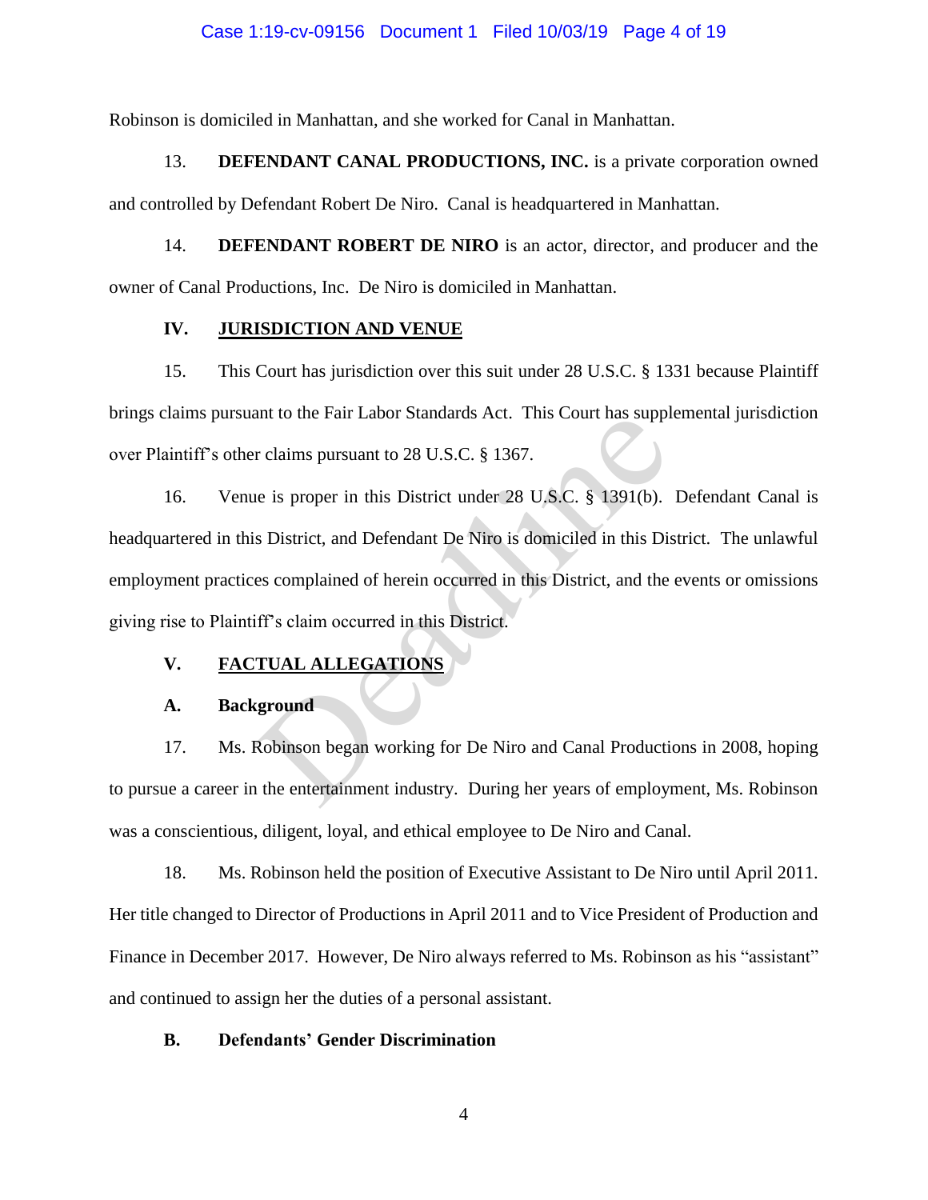Robinson is domiciled in Manhattan, and she worked for Canal in Manhattan.

13. **DEFENDANT CANAL PRODUCTIONS, INC.** is a private corporation owned and controlled by Defendant Robert De Niro. Canal is headquartered in Manhattan.

14. **DEFENDANT ROBERT DE NIRO** is an actor, director, and producer and the owner of Canal Productions, Inc. De Niro is domiciled in Manhattan.

## IV. JURISDICTION AND VENUE

15. This Court has jurisdiction over this suit under 28 U.S.C. § 1331 because Plaintiff brings claims pursuant to the Fair Labor Standards Act. This Court has supplemental jurisdiction over Plaintiff's other claims pursuant to 28 U.S.C. § 1367.

16. Venue is proper in this District under 28 U.S.C. § 1391(b). Defendant Canal is headquartered in this District, and Defendant De Niro is domiciled in this District. The unlawful employment practices complained of herein occurred in this District, and the events or omissions giving rise to Plaintiff's claim occurred in this District.

## V. FACTUAL ALLEGATIONS

### A. Background

17. Ms. Robinson began working for De Niro and Canal Productions in 2008, hoping to pursue a career in the entertainment industry. During her years of employment, Ms. Robinson was a conscientious, diligent, loyal, and ethical employee to De Niro and Canal.

18. Ms. Robinson held the position of Executive Assistant to De Niro until April 2011. Her title changed to Director of Productions in April 2011 and to Vice President of Production and Finance in December 2017. However, De Niro always referred to Ms. Robinson as his "assistant" and continued to assign her the duties of a personal assistant.

### B. Defendants' Gender Discrimination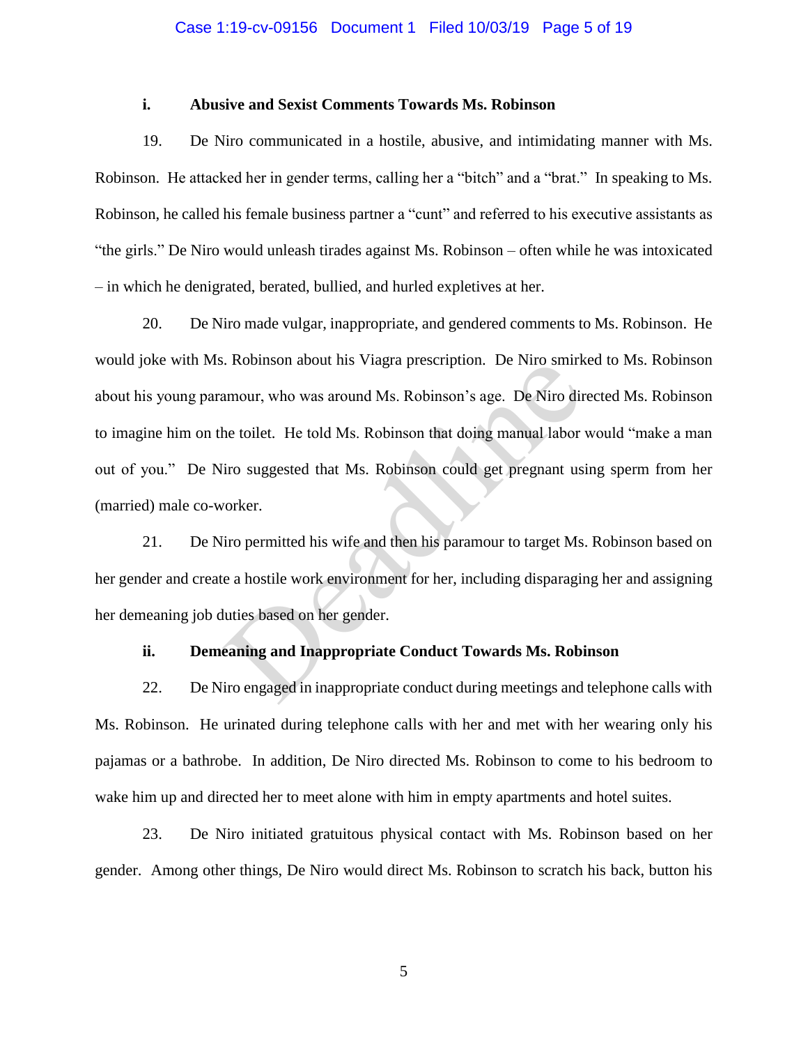### i. Abusive and Sexist Comments Towards Ms. Robinson

19. De Niro communicated in a hostile, abusive, and intimidating manner with Ms. Robinson. He attacked her in gender terms, calling her a "bitch" and a "brat." In speaking to Ms. Robinson, he called his female business partner a "cunt" and referred to his executive assistants as "the girls." De Niro would unleash tirades against Ms. Robinson – often while he was intoxicated – in which he denigrated, berated, bullied, and hurled expletives at her.

20. De Niro made vulgar, inappropriate, and gendered comments to Ms. Robinson. He would joke with Ms. Robinson about his Viagra prescription. De Niro smirked to Ms. Robinson about his young paramour, who was around Ms. Robinson's age. De Niro directed Ms. Robinson to imagine him on the toilet. He told Ms. Robinson that doing manual labor would "make a man out of you." De Niro suggested that Ms. Robinson could get pregnant using sperm from her (married) male co-worker.

21. De Niro permitted his wife and then his paramour to target Ms. Robinson based on her gender and create a hostile work environment for her, including disparaging her and assigning her demeaning job duties based on her gender.

### ii. Demeaning and Inappropriate Conduct Towards Ms. Robinson

22. De Niro engaged in inappropriate conduct during meetings and telephone calls with Ms. Robinson. He urinated during telephone calls with her and met with her wearing only his pajamas or a bathrobe. In addition, De Niro directed Ms. Robinson to come to his bedroom to wake him up and directed her to meet alone with him in empty apartments and hotel suites.

23. De Niro initiated gratuitous physical contact with Ms. Robinson based on her gender. Among other things, De Niro would direct Ms. Robinson to scratch his back, button his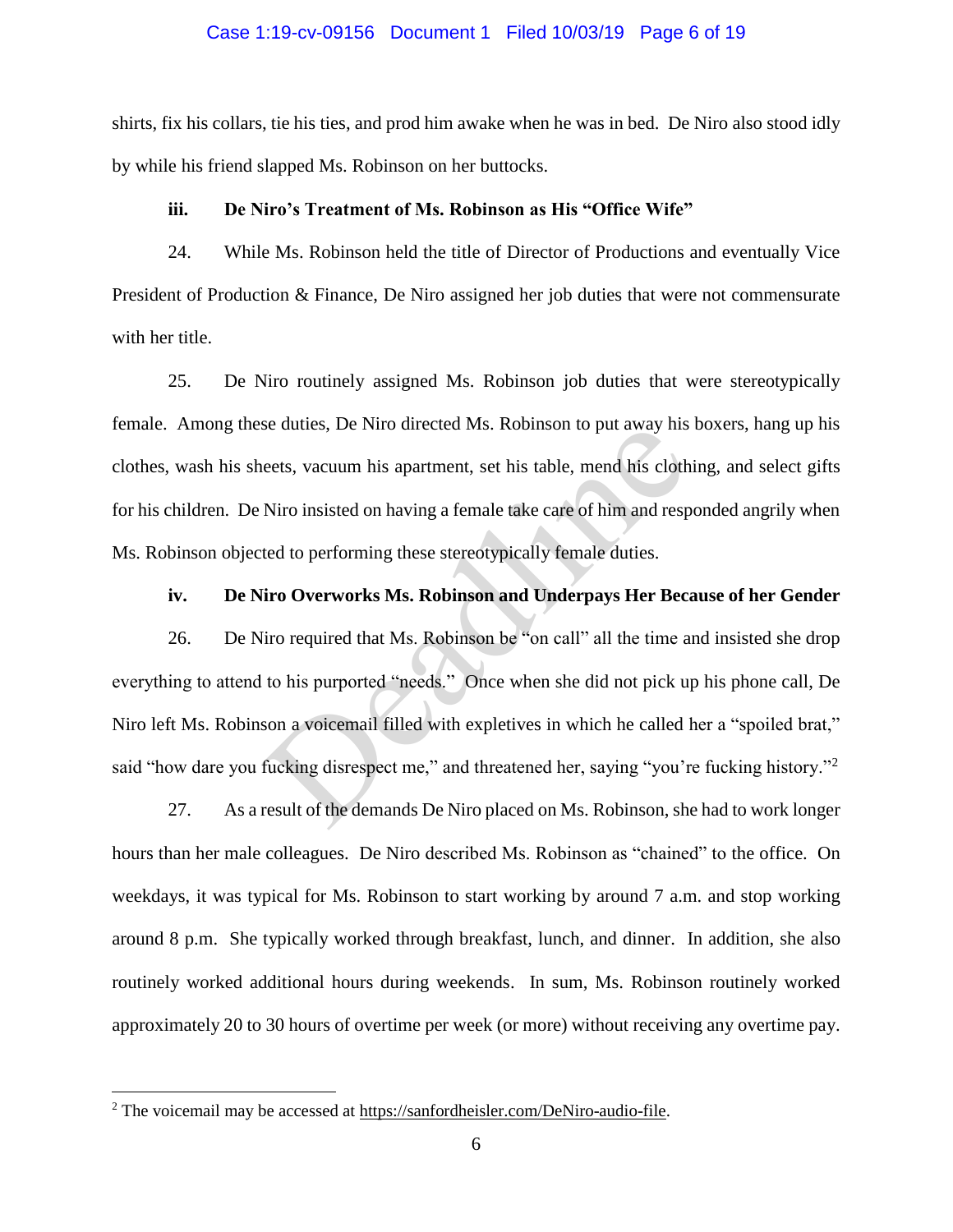shirts, fix his collars, tie his ties, and prod him awake when he was in bed. De Niro also stood idly by while his friend slapped Ms. Robinson on her buttocks.

### iii. De Niro's Treatment of Ms. Robinson as His "Office Wife"

24. While Ms. Robinson held the title of Director of Productions and eventually Vice President of Production & Finance, De Niro assigned her job duties that were not commensurate with her title.

25. De Niro routinely assigned Ms. Robinson job duties that were stereotypically female. Among these duties, De Niro directed Ms. Robinson to put away his boxers, hang up his clothes, wash his sheets, vacuum his apartment, set his table, mend his clothing, and select gifts for his children. De Niro insisted on having a female take care of him and responded angrily when Ms. Robinson objected to performing these stereotypically female duties.

### iv. De Niro Overworks Ms. Robinson and Underpays Her Because of her Gender

26. De Niro required that Ms. Robinson be "on call" all the time and insisted she drop everything to attend to his purported "needs." Once when she did not pick up his phone call, De Niro left Ms. Robinson a voicemail filled with expletives in which he called her a "spoiled brat," said "how dare you fucking disrespect me," and threatened her, saying "you're fucking history."[2]

27. As a result of the demands De Niro placed on Ms. Robinson, she had to work longer hours than her male colleagues. De Niro described Ms. Robinson as "chained" to the office. On weekdays, it was typical for Ms. Robinson to start working by around 7 a.m. and stop working around 8 p.m. She typically worked through breakfast, lunch, and dinner. In addition, she also routinely worked additional hours during weekends. In sum, Ms. Robinson routinely worked approximately 20 to 30 hours of overtime per week (or more) without receiving any overtime pay.

---

[2] The voicemail may be accessed at https://sanfordheisler.com/DeNiro-audio-file.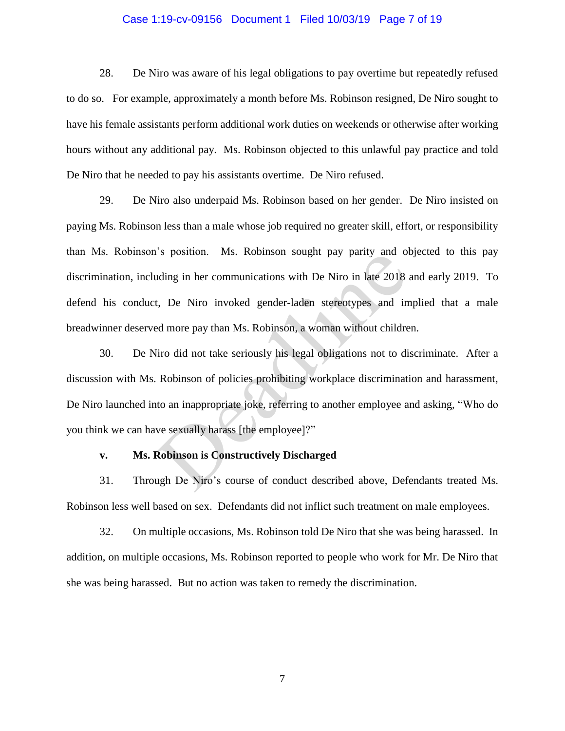28. De Niro was aware of his legal obligations to pay overtime but repeatedly refused to do so. For example, approximately a month before Ms. Robinson resigned, De Niro sought to have his female assistants perform additional work duties on weekends or otherwise after working hours without any additional pay. Ms. Robinson objected to this unlawful pay practice and told De Niro that he needed to pay his assistants overtime. De Niro refused.

29. De Niro also underpaid Ms. Robinson based on her gender. De Niro insisted on paying Ms. Robinson less than a male whose job required no greater skill, effort, or responsibility than Ms. Robinson's position. Ms. Robinson sought pay parity and objected to this pay discrimination, including in her communications with De Niro in late 2018 and early 2019. To defend his conduct, De Niro invoked gender-laden stereotypes and implied that a male breadwinner deserved more pay than Ms. Robinson, a woman without children.

30. De Niro did not take seriously his legal obligations not to discriminate. After a discussion with Ms. Robinson of policies prohibiting workplace discrimination and harassment, De Niro launched into an inappropriate joke, referring to another employee and asking, "Who do you think we can have sexually harass [the employee]?"

**v. Ms. Robinson is Constructively Discharged**

31. Through De Niro's course of conduct described above, Defendants treated Ms. Robinson less well based on sex. Defendants did not inflict such treatment on male employees.

32. On multiple occasions, Ms. Robinson told De Niro that she was being harassed. In addition, on multiple occasions, Ms. Robinson reported to people who work for Mr. De Niro that she was being harassed. But no action was taken to remedy the discrimination.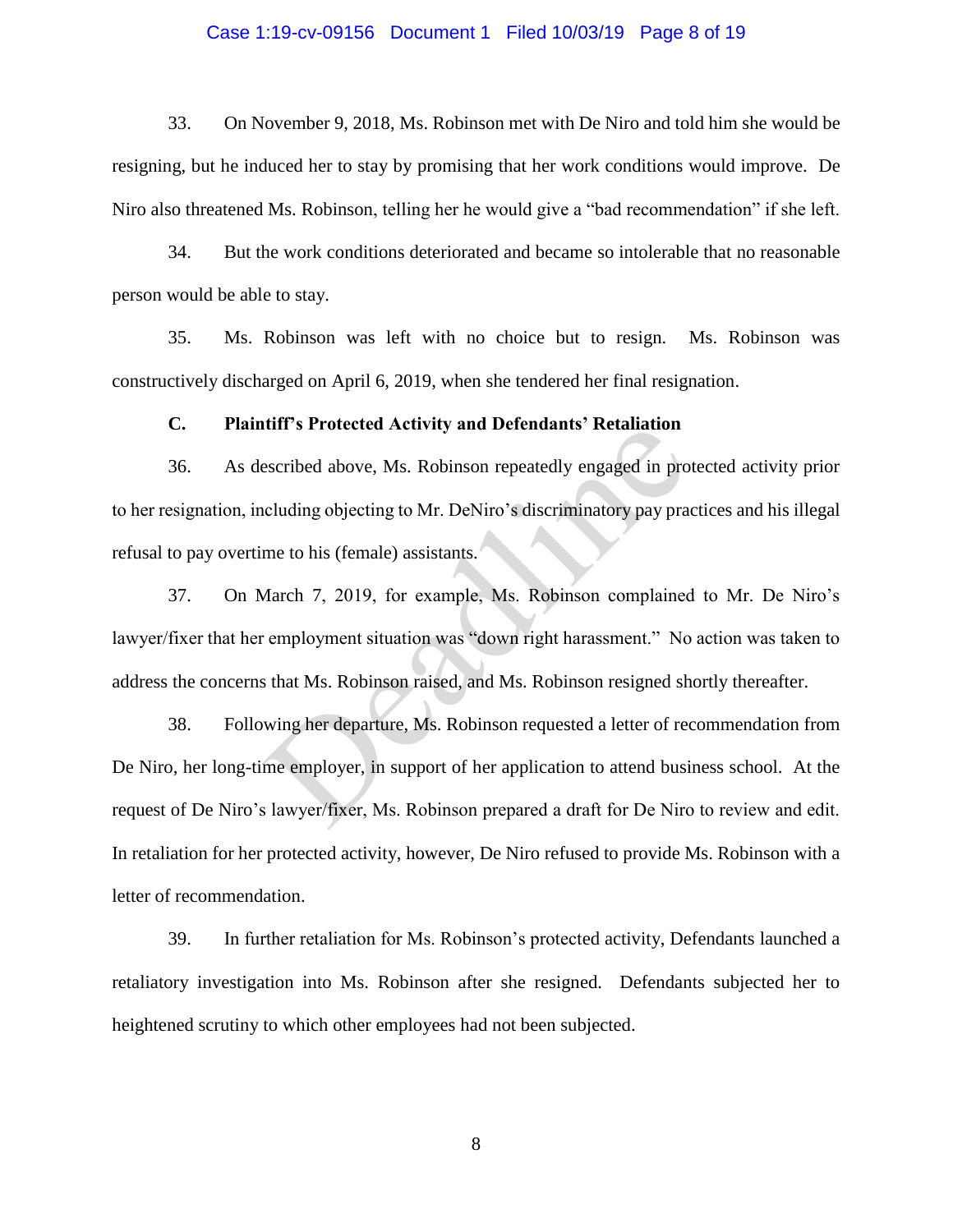33. On November 9, 2018, Ms. Robinson met with De Niro and told him she would be resigning, but he induced her to stay by promising that her work conditions would improve. De Niro also threatened Ms. Robinson, telling her he would give a "bad recommendation" if she left.

34. But the work conditions deteriorated and became so intolerable that no reasonable person would be able to stay.

35. Ms. Robinson was left with no choice but to resign. Ms. Robinson was constructively discharged on April 6, 2019, when she tendered her final resignation.

### C. Plaintiff's Protected Activity and Defendants' Retaliation

36. As described above, Ms. Robinson repeatedly engaged in protected activity prior to her resignation, including objecting to Mr. DeNiro's discriminatory pay practices and his illegal refusal to pay overtime to his (female) assistants.

37. On March 7, 2019, for example, Ms. Robinson complained to Mr. De Niro's lawyer/fixer that her employment situation was "down right harassment." No action was taken to address the concerns that Ms. Robinson raised, and Ms. Robinson resigned shortly thereafter.

38. Following her departure, Ms. Robinson requested a letter of recommendation from De Niro, her long-time employer, in support of her application to attend business school. At the request of De Niro's lawyer/fixer, Ms. Robinson prepared a draft for De Niro to review and edit. In retaliation for her protected activity, however, De Niro refused to provide Ms. Robinson with a letter of recommendation.

39. In further retaliation for Ms. Robinson's protected activity, Defendants launched a retaliatory investigation into Ms. Robinson after she resigned. Defendants subjected her to heightened scrutiny to which other employees had not been subjected.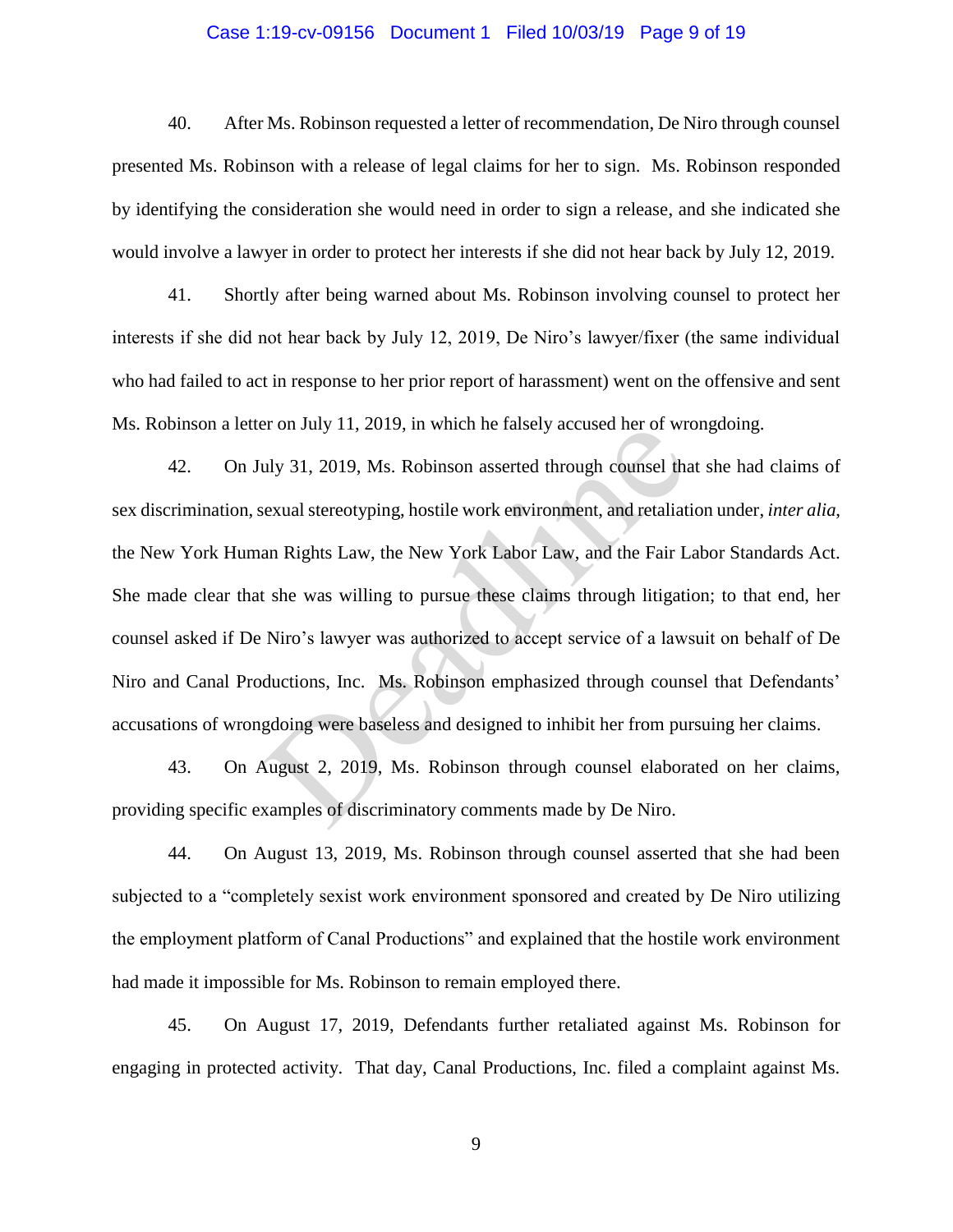40. After Ms. Robinson requested a letter of recommendation, De Niro through counsel presented Ms. Robinson with a release of legal claims for her to sign. Ms. Robinson responded by identifying the consideration she would need in order to sign a release, and she indicated she would involve a lawyer in order to protect her interests if she did not hear back by July 12, 2019.

41. Shortly after being warned about Ms. Robinson involving counsel to protect her interests if she did not hear back by July 12, 2019, De Niro's lawyer/fixer (the same individual who had failed to act in response to her prior report of harassment) went on the offensive and sent Ms. Robinson a letter on July 11, 2019, in which he falsely accused her of wrongdoing.

42. On July 31, 2019, Ms. Robinson asserted through counsel that she had claims of sex discrimination, sexual stereotyping, hostile work environment, and retaliation under, *inter alia*, the New York Human Rights Law, the New York Labor Law, and the Fair Labor Standards Act. She made clear that she was willing to pursue these claims through litigation; to that end, her counsel asked if De Niro's lawyer was authorized to accept service of a lawsuit on behalf of De Niro and Canal Productions, Inc. Ms. Robinson emphasized through counsel that Defendants' accusations of wrongdoing were baseless and designed to inhibit her from pursuing her claims.

43. On August 2, 2019, Ms. Robinson through counsel elaborated on her claims, providing specific examples of discriminatory comments made by De Niro.

44. On August 13, 2019, Ms. Robinson through counsel asserted that she had been subjected to a "completely sexist work environment sponsored and created by De Niro utilizing the employment platform of Canal Productions" and explained that the hostile work environment had made it impossible for Ms. Robinson to remain employed there.

45. On August 17, 2019, Defendants further retaliated against Ms. Robinson for engaging in protected activity. That day, Canal Productions, Inc. filed a complaint against Ms.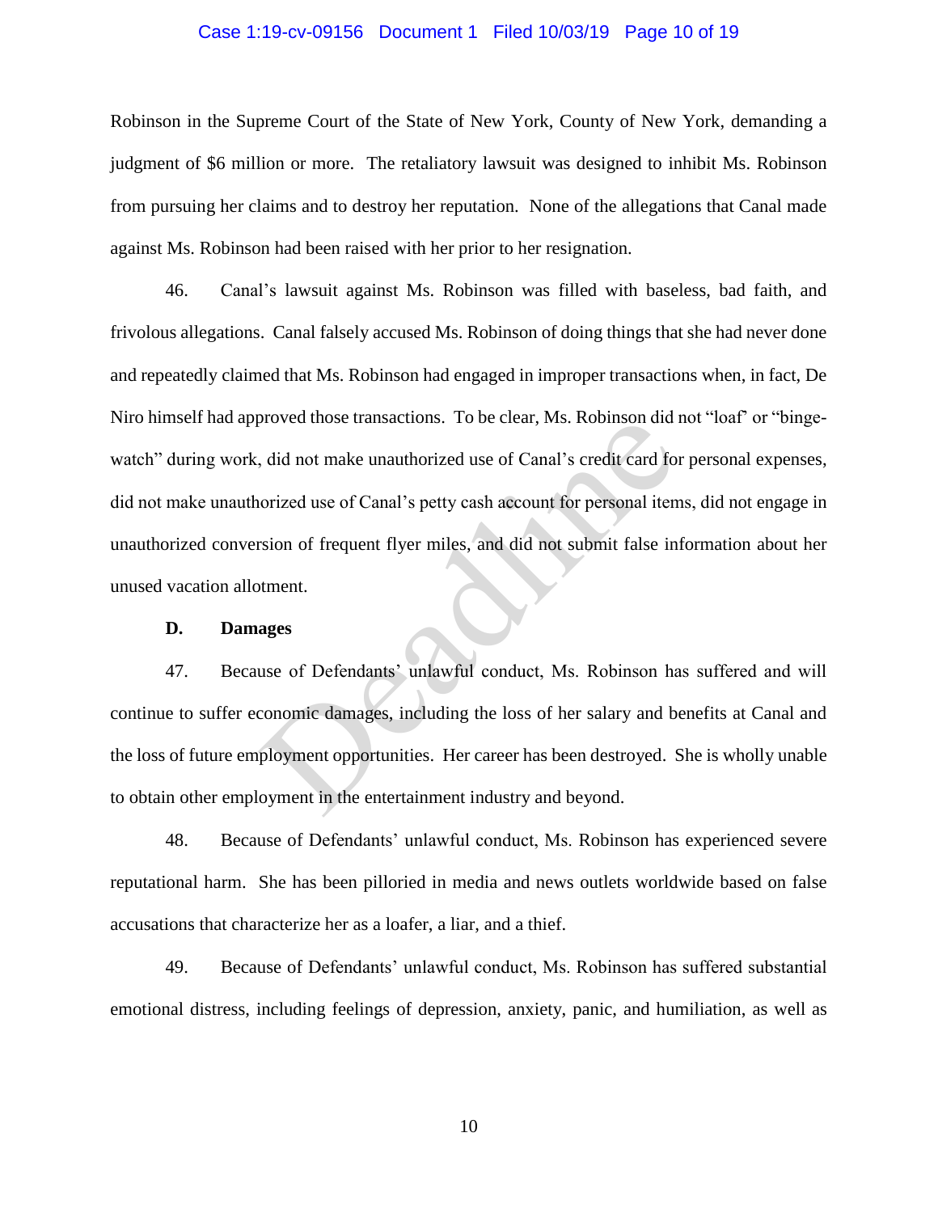Robinson in the Supreme Court of the State of New York, County of New York, demanding a judgment of $6 million or more. The retaliatory lawsuit was designed to inhibit Ms. Robinson from pursuing her claims and to destroy her reputation. None of the allegations that Canal made against Ms. Robinson had been raised with her prior to her resignation.

46. Canal's lawsuit against Ms. Robinson was filled with baseless, bad faith, and frivolous allegations. Canal falsely accused Ms. Robinson of doing things that she had never done and repeatedly claimed that Ms. Robinson had engaged in improper transactions when, in fact, De Niro himself had approved those transactions. To be clear, Ms. Robinson did not "loaf" or "binge-watch" during work, did not make unauthorized use of Canal's credit card for personal expenses, did not make unauthorized use of Canal's petty cash account for personal items, did not engage in unauthorized conversion of frequent flyer miles, and did not submit false information about her unused vacation allotment.

**D. Damages**

47. Because of Defendants' unlawful conduct, Ms. Robinson has suffered and will continue to suffer economic damages, including the loss of her salary and benefits at Canal and the loss of future employment opportunities. Her career has been destroyed. She is wholly unable to obtain other employment in the entertainment industry and beyond.

48. Because of Defendants' unlawful conduct, Ms. Robinson has experienced severe reputational harm. She has been pilloried in media and news outlets worldwide based on false accusations that characterize her as a loafer, a liar, and a thief.

49. Because of Defendants' unlawful conduct, Ms. Robinson has suffered substantial emotional distress, including feelings of depression, anxiety, panic, and humiliation, as well as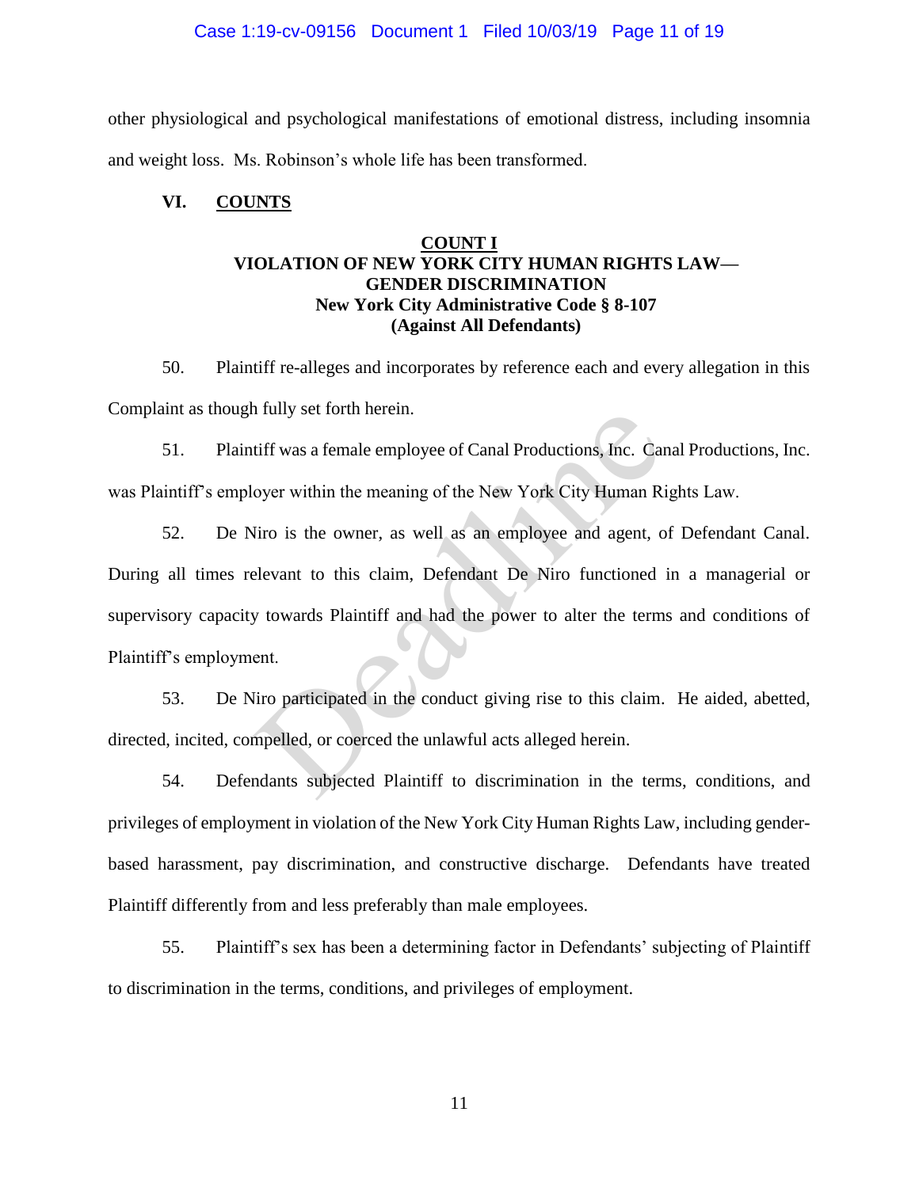other physiological and psychological manifestations of emotional distress, including insomnia and weight loss. Ms. Robinson's whole life has been transformed.

## VI. COUNTS

### COUNT I
### VIOLATION OF NEW YORK CITY HUMAN RIGHTS LAW—
### GENDER DISCRIMINATION
### New York City Administrative Code § 8-107
### (Against All Defendants)

50. Plaintiff re-alleges and incorporates by reference each and every allegation in this Complaint as though fully set forth herein.

51. Plaintiff was a female employee of Canal Productions, Inc. Canal Productions, Inc. was Plaintiff's employer within the meaning of the New York City Human Rights Law.

52. De Niro is the owner, as well as an employee and agent, of Defendant Canal. During all times relevant to this claim, Defendant De Niro functioned in a managerial or supervisory capacity towards Plaintiff and had the power to alter the terms and conditions of Plaintiff's employment.

53. De Niro participated in the conduct giving rise to this claim. He aided, abetted, directed, incited, compelled, or coerced the unlawful acts alleged herein.

54. Defendants subjected Plaintiff to discrimination in the terms, conditions, and privileges of employment in violation of the New York City Human Rights Law, including gender-based harassment, pay discrimination, and constructive discharge. Defendants have treated Plaintiff differently from and less preferably than male employees.

55. Plaintiff's sex has been a determining factor in Defendants' subjecting of Plaintiff to discrimination in the terms, conditions, and privileges of employment.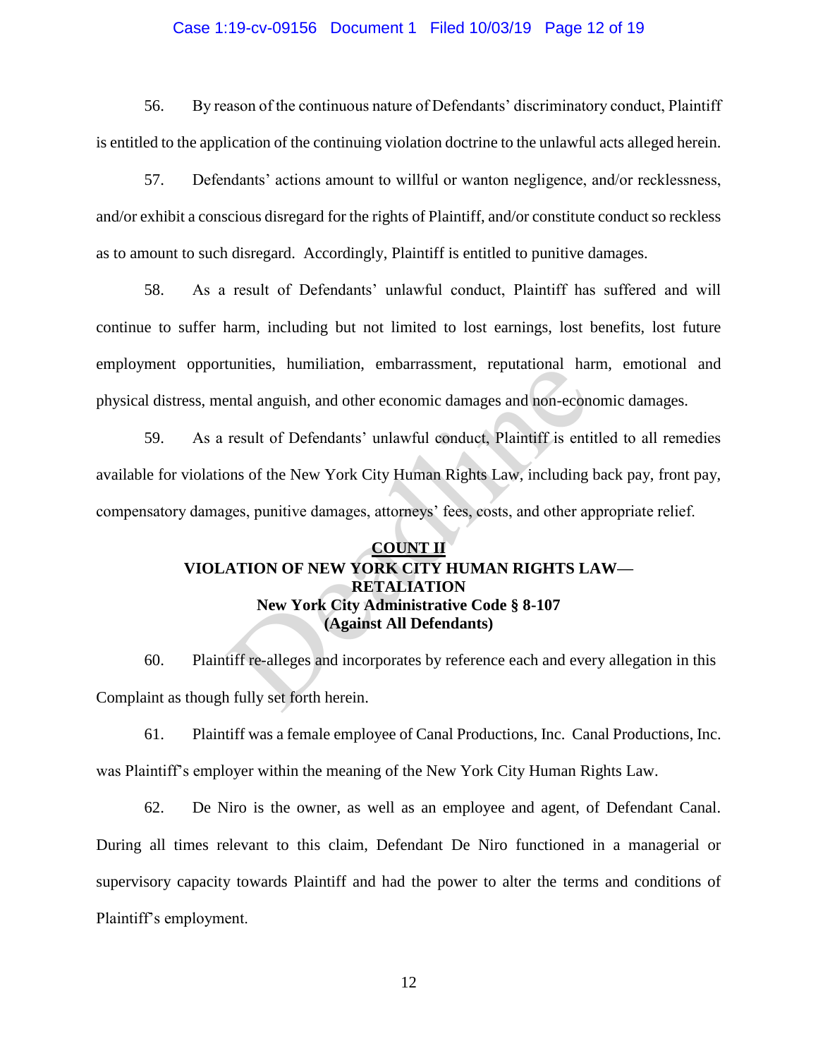56. By reason of the continuous nature of Defendants' discriminatory conduct, Plaintiff is entitled to the application of the continuing violation doctrine to the unlawful acts alleged herein.

57. Defendants' actions amount to willful or wanton negligence, and/or recklessness, and/or exhibit a conscious disregard for the rights of Plaintiff, and/or constitute conduct so reckless as to amount to such disregard. Accordingly, Plaintiff is entitled to punitive damages.

58. As a result of Defendants' unlawful conduct, Plaintiff has suffered and will continue to suffer harm, including but not limited to lost earnings, lost benefits, lost future employment opportunities, humiliation, embarrassment, reputational harm, emotional and physical distress, mental anguish, and other economic damages and non-economic damages.

59. As a result of Defendants' unlawful conduct, Plaintiff is entitled to all remedies available for violations of the New York City Human Rights Law, including back pay, front pay, compensatory damages, punitive damages, attorneys' fees, costs, and other appropriate relief.

## COUNT II
## VIOLATION OF NEW YORK CITY HUMAN RIGHTS LAW— RETALIATION
### New York City Administrative Code § 8-107
### (Against All Defendants)

60. Plaintiff re-alleges and incorporates by reference each and every allegation in this Complaint as though fully set forth herein.

61. Plaintiff was a female employee of Canal Productions, Inc. Canal Productions, Inc. was Plaintiff's employer within the meaning of the New York City Human Rights Law.

62. De Niro is the owner, as well as an employee and agent, of Defendant Canal. During all times relevant to this claim, Defendant De Niro functioned in a managerial or supervisory capacity towards Plaintiff and had the power to alter the terms and conditions of Plaintiff's employment.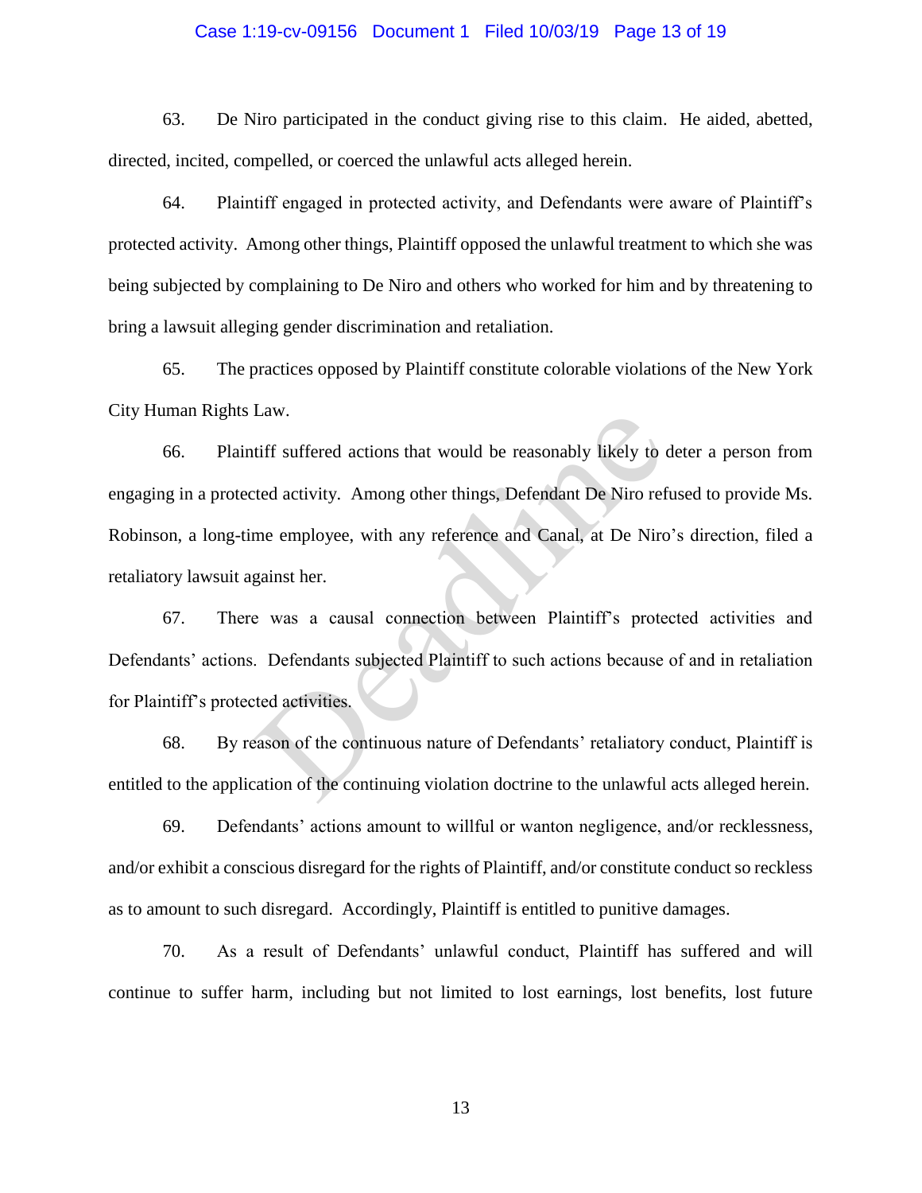63. De Niro participated in the conduct giving rise to this claim. He aided, abetted, directed, incited, compelled, or coerced the unlawful acts alleged herein.

64. Plaintiff engaged in protected activity, and Defendants were aware of Plaintiff's protected activity. Among other things, Plaintiff opposed the unlawful treatment to which she was being subjected by complaining to De Niro and others who worked for him and by threatening to bring a lawsuit alleging gender discrimination and retaliation.

65. The practices opposed by Plaintiff constitute colorable violations of the New York City Human Rights Law.

66. Plaintiff suffered actions that would be reasonably likely to deter a person from engaging in a protected activity. Among other things, Defendant De Niro refused to provide Ms. Robinson, a long-time employee, with any reference and Canal, at De Niro's direction, filed a retaliatory lawsuit against her.

67. There was a causal connection between Plaintiff's protected activities and Defendants' actions. Defendants subjected Plaintiff to such actions because of and in retaliation for Plaintiff's protected activities.

68. By reason of the continuous nature of Defendants' retaliatory conduct, Plaintiff is entitled to the application of the continuing violation doctrine to the unlawful acts alleged herein.

69. Defendants' actions amount to willful or wanton negligence, and/or recklessness, and/or exhibit a conscious disregard for the rights of Plaintiff, and/or constitute conduct so reckless as to amount to such disregard. Accordingly, Plaintiff is entitled to punitive damages.

70. As a result of Defendants' unlawful conduct, Plaintiff has suffered and will continue to suffer harm, including but not limited to lost earnings, lost benefits, lost future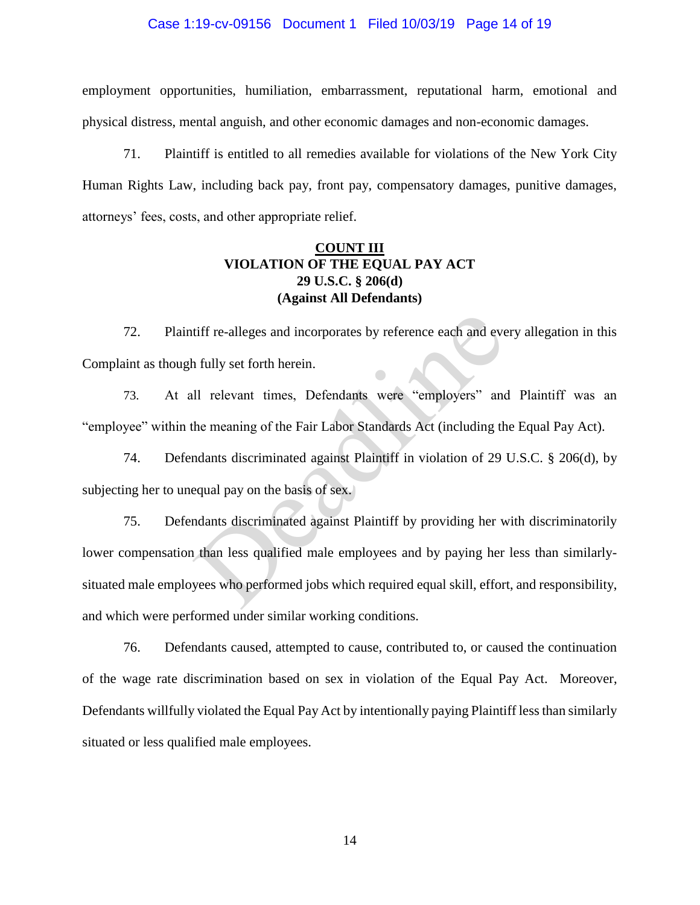employment opportunities, humiliation, embarrassment, reputational harm, emotional and physical distress, mental anguish, and other economic damages and non-economic damages.

71. Plaintiff is entitled to all remedies available for violations of the New York City Human Rights Law, including back pay, front pay, compensatory damages, punitive damages, attorneys' fees, costs, and other appropriate relief.

**COUNT III**
**VIOLATION OF THE EQUAL PAY ACT**
**29 U.S.C. § 206(d)**
**(Against All Defendants)**

72. Plaintiff re-alleges and incorporates by reference each and every allegation in this Complaint as though fully set forth herein.

73. At all relevant times, Defendants were "employers" and Plaintiff was an "employee" within the meaning of the Fair Labor Standards Act (including the Equal Pay Act).

74. Defendants discriminated against Plaintiff in violation of 29 U.S.C. § 206(d), by subjecting her to unequal pay on the basis of sex.

75. Defendants discriminated against Plaintiff by providing her with discriminatorily lower compensation than less qualified male employees and by paying her less than similarly-situated male employees who performed jobs which required equal skill, effort, and responsibility, and which were performed under similar working conditions.

76. Defendants caused, attempted to cause, contributed to, or caused the continuation of the wage rate discrimination based on sex in violation of the Equal Pay Act. Moreover, Defendants willfully violated the Equal Pay Act by intentionally paying Plaintiff less than similarly situated or less qualified male employees.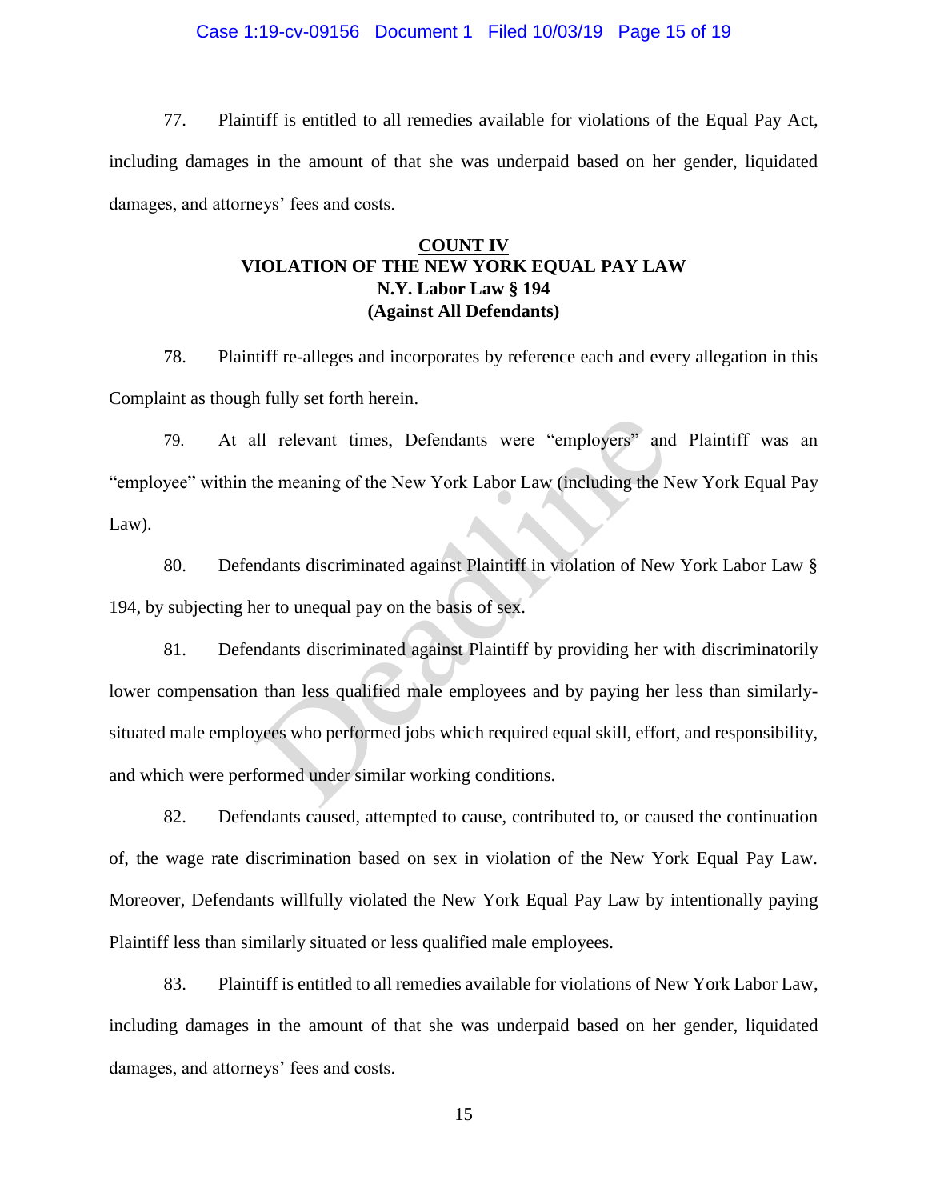77. Plaintiff is entitled to all remedies available for violations of the Equal Pay Act, including damages in the amount of that she was underpaid based on her gender, liquidated damages, and attorneys' fees and costs.

**COUNT IV**
**VIOLATION OF THE NEW YORK EQUAL PAY LAW**
**N.Y. Labor Law § 194**
**(Against All Defendants)**

78. Plaintiff re-alleges and incorporates by reference each and every allegation in this Complaint as though fully set forth herein.

79. At all relevant times, Defendants were "employers" and Plaintiff was an "employee" within the meaning of the New York Labor Law (including the New York Equal Pay Law).

80. Defendants discriminated against Plaintiff in violation of New York Labor Law § 194, by subjecting her to unequal pay on the basis of sex.

81. Defendants discriminated against Plaintiff by providing her with discriminatorily lower compensation than less qualified male employees and by paying her less than similarly-situated male employees who performed jobs which required equal skill, effort, and responsibility, and which were performed under similar working conditions.

82. Defendants caused, attempted to cause, contributed to, or caused the continuation of, the wage rate discrimination based on sex in violation of the New York Equal Pay Law. Moreover, Defendants willfully violated the New York Equal Pay Law by intentionally paying Plaintiff less than similarly situated or less qualified male employees.

83. Plaintiff is entitled to all remedies available for violations of New York Labor Law, including damages in the amount of that she was underpaid based on her gender, liquidated damages, and attorneys' fees and costs.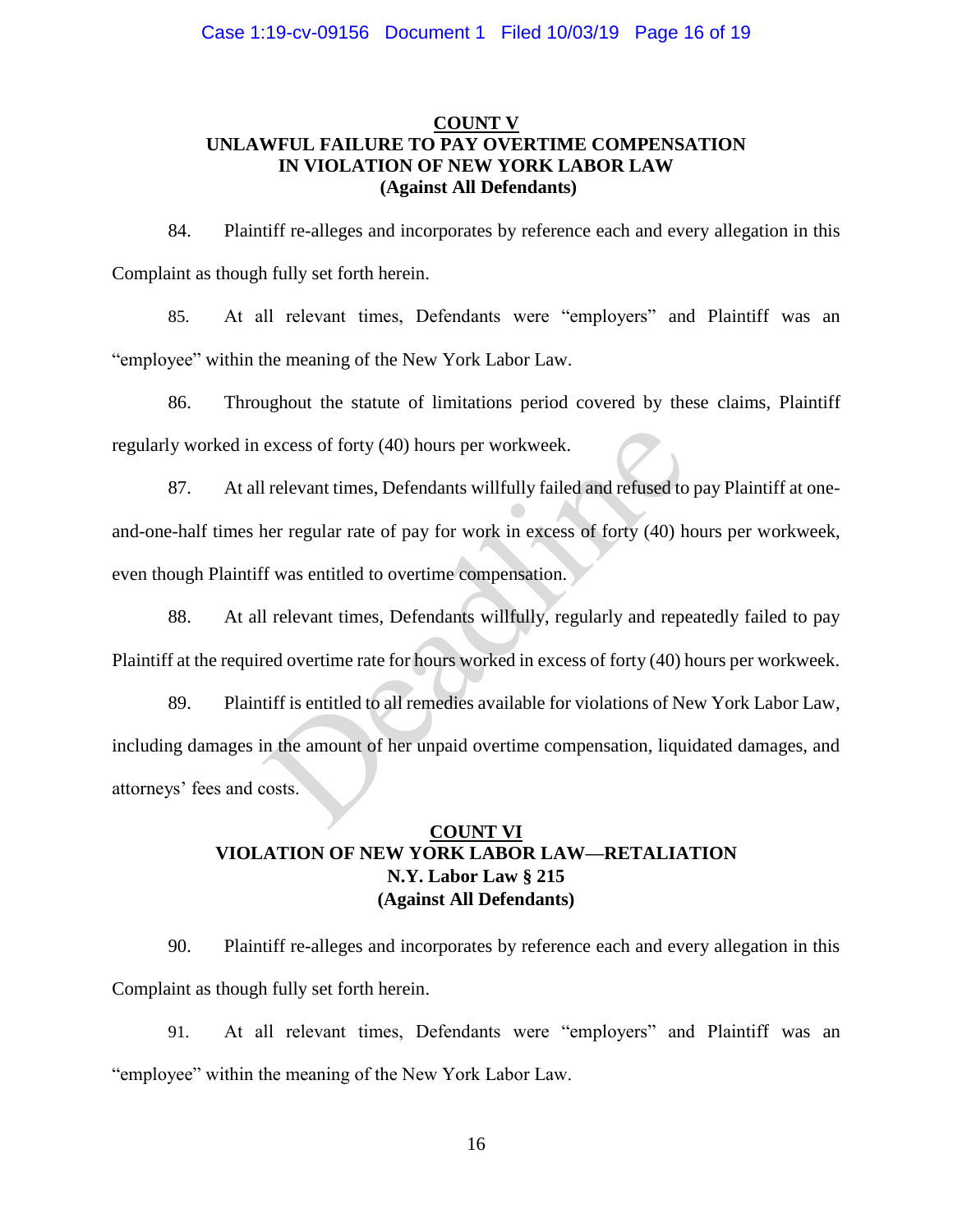**COUNT V**
**UNLAWFUL FAILURE TO PAY OVERTIME COMPENSATION IN VIOLATION OF NEW YORK LABOR LAW**
**(Against All Defendants)**

84. Plaintiff re-alleges and incorporates by reference each and every allegation in this Complaint as though fully set forth herein.

85. At all relevant times, Defendants were "employers" and Plaintiff was an "employee" within the meaning of the New York Labor Law.

86. Throughout the statute of limitations period covered by these claims, Plaintiff regularly worked in excess of forty (40) hours per workweek.

87. At all relevant times, Defendants willfully failed and refused to pay Plaintiff at one-and-one-half times her regular rate of pay for work in excess of forty (40) hours per workweek, even though Plaintiff was entitled to overtime compensation.

88. At all relevant times, Defendants willfully, regularly and repeatedly failed to pay Plaintiff at the required overtime rate for hours worked in excess of forty (40) hours per workweek.

89. Plaintiff is entitled to all remedies available for violations of New York Labor Law, including damages in the amount of her unpaid overtime compensation, liquidated damages, and attorneys' fees and costs.

**COUNT VI**
**VIOLATION OF NEW YORK LABOR LAW—RETALIATION**
**N.Y. Labor Law § 215**
**(Against All Defendants)**

90. Plaintiff re-alleges and incorporates by reference each and every allegation in this Complaint as though fully set forth herein.

91. At all relevant times, Defendants were "employers" and Plaintiff was an "employee" within the meaning of the New York Labor Law.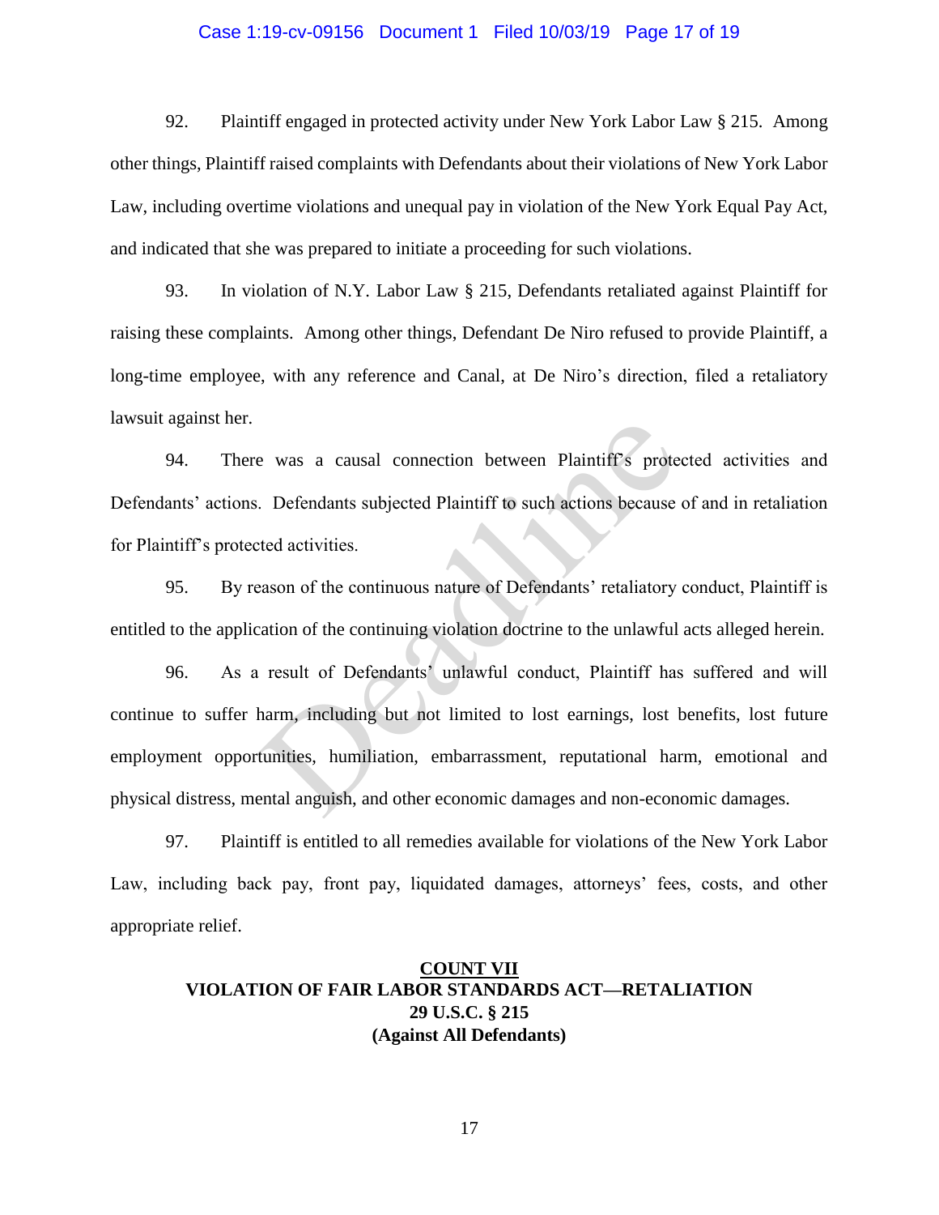92. Plaintiff engaged in protected activity under New York Labor Law § 215. Among other things, Plaintiff raised complaints with Defendants about their violations of New York Labor Law, including overtime violations and unequal pay in violation of the New York Equal Pay Act, and indicated that she was prepared to initiate a proceeding for such violations.

93. In violation of N.Y. Labor Law § 215, Defendants retaliated against Plaintiff for raising these complaints. Among other things, Defendant De Niro refused to provide Plaintiff, a long-time employee, with any reference and Canal, at De Niro's direction, filed a retaliatory lawsuit against her.

94. There was a causal connection between Plaintiff's protected activities and Defendants' actions. Defendants subjected Plaintiff to such actions because of and in retaliation for Plaintiff's protected activities.

95. By reason of the continuous nature of Defendants' retaliatory conduct, Plaintiff is entitled to the application of the continuing violation doctrine to the unlawful acts alleged herein.

96. As a result of Defendants' unlawful conduct, Plaintiff has suffered and will continue to suffer harm, including but not limited to lost earnings, lost benefits, lost future employment opportunities, humiliation, embarrassment, reputational harm, emotional and physical distress, mental anguish, and other economic damages and non-economic damages.

97. Plaintiff is entitled to all remedies available for violations of the New York Labor Law, including back pay, front pay, liquidated damages, attorneys' fees, costs, and other appropriate relief.

**COUNT VII**
**VIOLATION OF FAIR LABOR STANDARDS ACT—RETALIATION**
**29 U.S.C. § 215**
**(Against All Defendants)**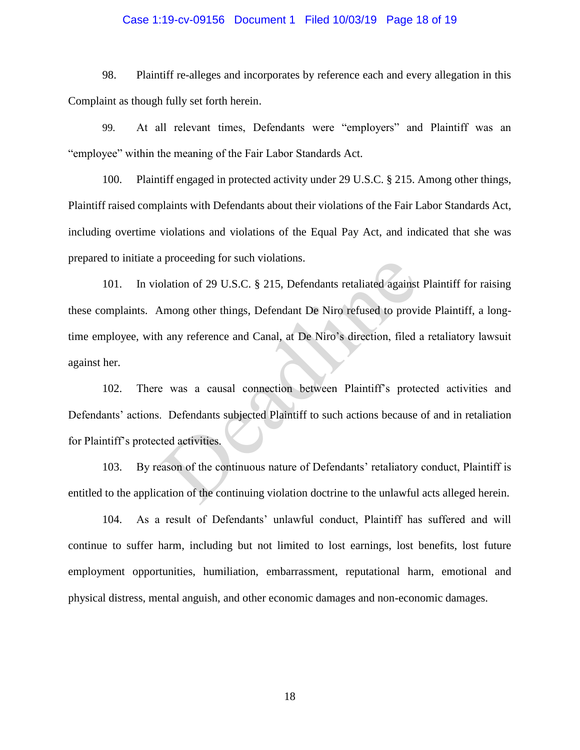98. Plaintiff re-alleges and incorporates by reference each and every allegation in this Complaint as though fully set forth herein.

99. At all relevant times, Defendants were "employers" and Plaintiff was an "employee" within the meaning of the Fair Labor Standards Act.

100. Plaintiff engaged in protected activity under 29 U.S.C. § 215. Among other things, Plaintiff raised complaints with Defendants about their violations of the Fair Labor Standards Act, including overtime violations and violations of the Equal Pay Act, and indicated that she was prepared to initiate a proceeding for such violations.

101. In violation of 29 U.S.C. § 215, Defendants retaliated against Plaintiff for raising these complaints. Among other things, Defendant De Niro refused to provide Plaintiff, a long-time employee, with any reference and Canal, at De Niro's direction, filed a retaliatory lawsuit against her.

102. There was a causal connection between Plaintiff's protected activities and Defendants' actions. Defendants subjected Plaintiff to such actions because of and in retaliation for Plaintiff's protected activities.

103. By reason of the continuous nature of Defendants' retaliatory conduct, Plaintiff is entitled to the application of the continuing violation doctrine to the unlawful acts alleged herein.

104. As a result of Defendants' unlawful conduct, Plaintiff has suffered and will continue to suffer harm, including but not limited to lost earnings, lost benefits, lost future employment opportunities, humiliation, embarrassment, reputational harm, emotional and physical distress, mental anguish, and other economic damages and non-economic damages.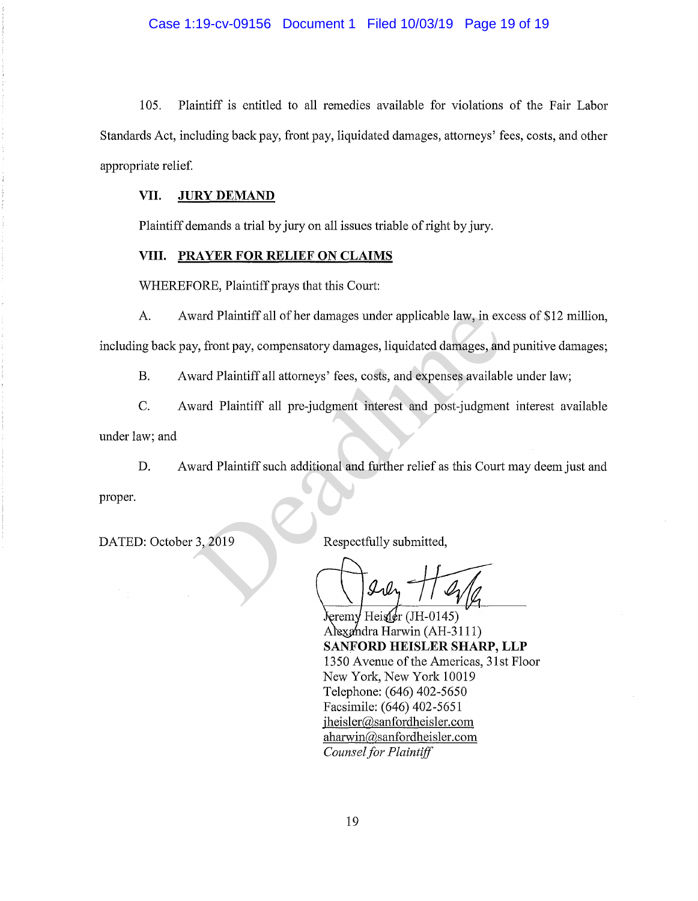105. Plaintiff is entitled to all remedies available for violations of the Fair Labor Standards Act, including back pay, front pay, liquidated damages, attorneys' fees, costs, and other appropriate relief.

## VII. JURY DEMAND

Plaintiff demands a trial by jury on all issues triable of right by jury.

## VIII. PRAYER FOR RELIEF ON CLAIMS

WHEREFORE, Plaintiff prays that this Court:

A. Award Plaintiff all of her damages under applicable law, in excess of $12 million, including back pay, front pay, compensatory damages, liquidated damages, and punitive damages;

B. Award Plaintiff all attorneys' fees, costs, and expenses available under law;

C. Award Plaintiff all pre-judgment interest and post-judgment interest available under law; and

D. Award Plaintiff such additional and further relief as this Court may deem just and proper.

DATED: October 3, 2019

Respectfully submitted,

Jeremy Heisler (JH-0145)
Alexandra Harwin (AH-3111)
**SANFORD HEISLER SHARP, LLP**
1350 Avenue of the Americas, 31st Floor
New York, New York 10019
Telephone: (646) 402-5650
Facsimile: (646) 402-5651
jheisler@sanfordheisler.com
aharwin@sanfordheisler.com
*Counsel for Plaintiff*